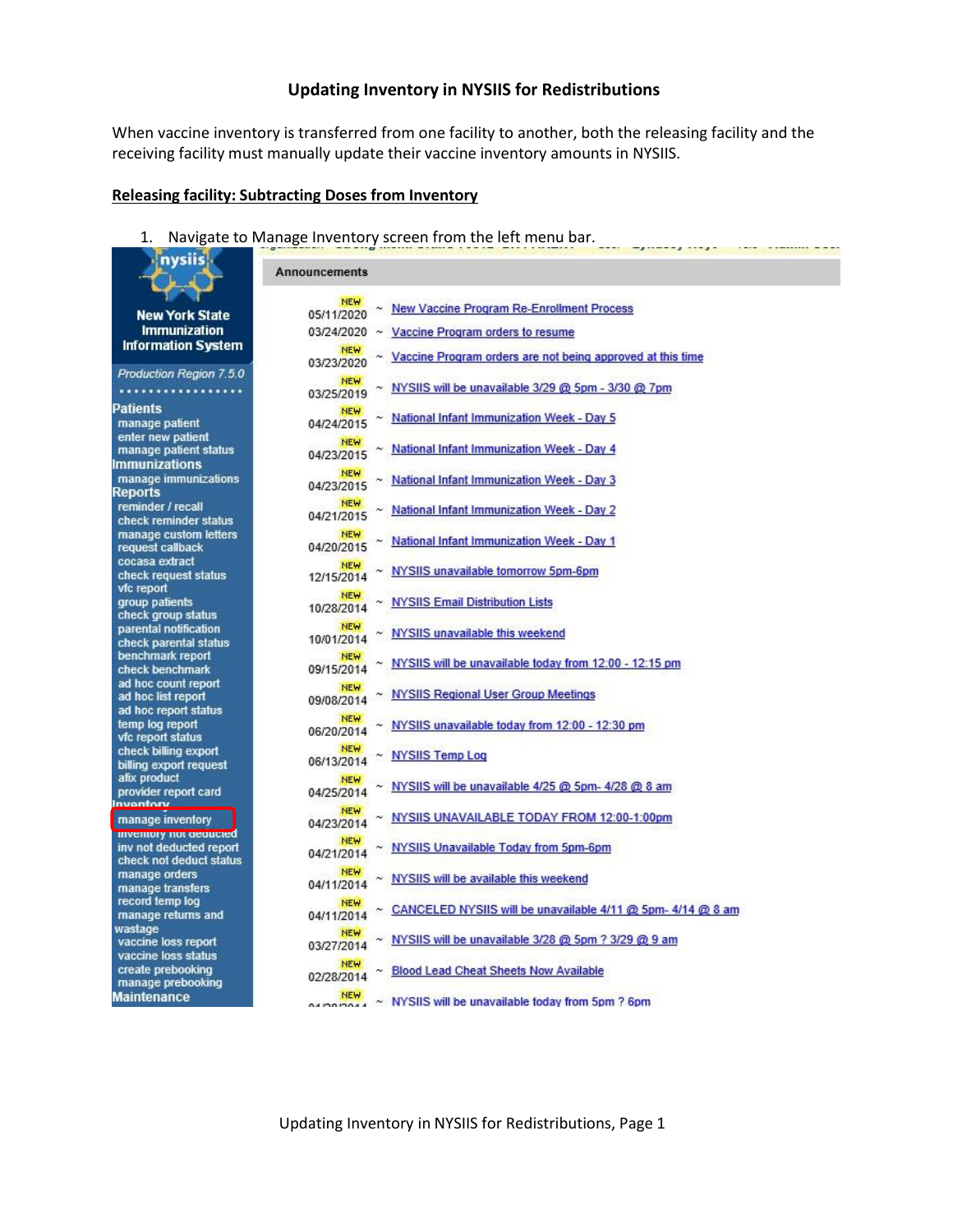# Updating Inventory in NYSIIS for Redistributions

When vaccine inventory is transferred from one facility to another, both the releasing facility and the receiving facility must manually update their vaccine inventory amounts in NYSIIS.

## Releasing facility: Subtracting Doses from Inventory

1. Navigate to Manage Inventory screen from the left menu bar.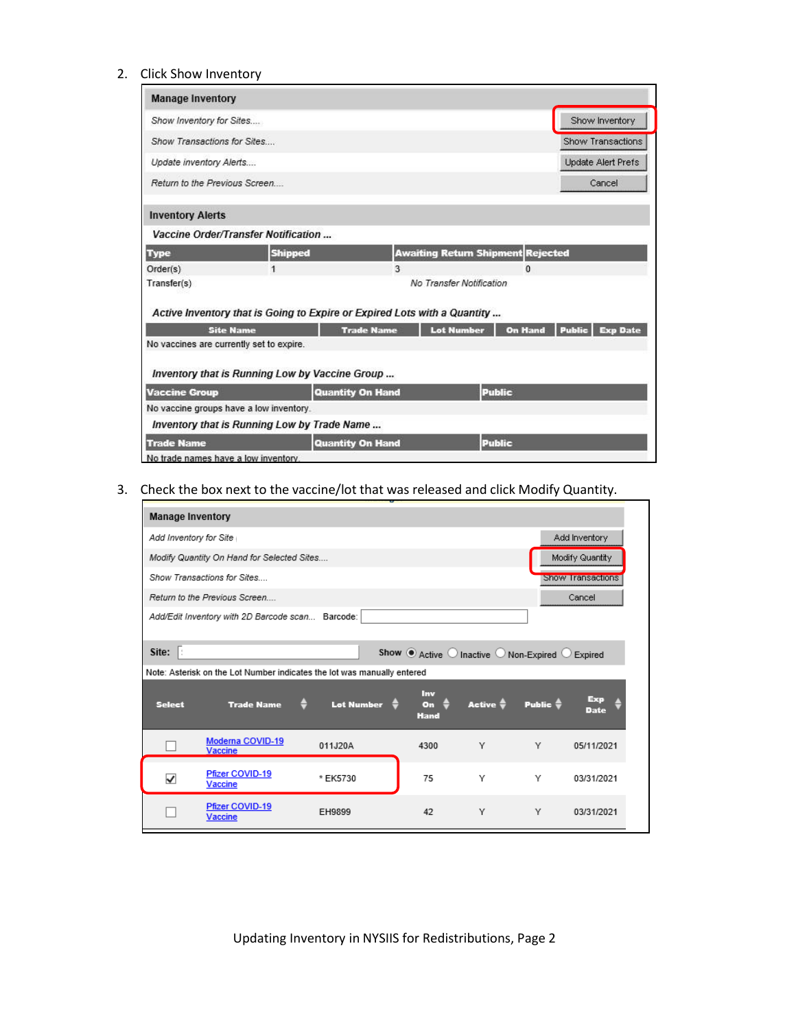2. Click Show Inventory

**Manage Inventory**

| | |
|---|---|
| *Show Inventory for Sites....* | Show Inventory |
| *Show Transactions for Sites....* | Show Transactions |
| *Update inventory Alerts....* | Update Alert Prefs |
| *Return to the Previous Screen....* | Cancel |

**Inventory Alerts**

***Vaccine Order/Transfer Notification ...***

| Type | Shipped | Awaiting Return Shipment | Rejected |
|---|---|---|---|
| Order(s) | 1 | 3 | 0 |
| Transfer(s) | | *No Transfer Notification* | |

***Active Inventory that is Going to Expire or Expired Lots with a Quantity ...***

| Site Name | Trade Name | Lot Number | On Hand | Public | Exp Date |
|---|---|---|---|---|---|
| No vaccines are currently set to expire. | | | | | |

***Inventory that is Running Low by Vaccine Group ...***

| Vaccine Group | Quantity On Hand | Public |
|---|---|---|
| No vaccine groups have a low inventory. | | |

***Inventory that is Running Low by Trade Name ...***

| Trade Name | Quantity On Hand | Public |
|---|---|---|
| No trade names have a low inventory. | | |

3. Check the box next to the vaccine/lot that was released and click Modify Quantity.

**Manage Inventory**

| | |
|---|---|
| *Add Inventory for Site* | Add Inventory |
| *Modify Quantity On Hand for Selected Sites....* | Modify Quantity |
| *Show Transactions for Sites....* | Show Transactions |
| *Return to the Previous Screen....* | Cancel |
| *Add/Edit Inventory with 2D Barcode scan...* Barcode: | |

**Site:** Show ◉ Active ○ Inactive ○ Non-Expired ○ Expired

Note: Asterisk on the Lot Number indicates the lot was manually entered

| Select | Trade Name | Lot Number | Inv On Hand | Active | Public | Exp Date |
|---|---|---|---|---|---|---|
| ☐ | Moderna COVID-19 Vaccine | 011J20A | 4300 | Y | Y | 05/11/2021 |
| ☑ | Pfizer COVID-19 Vaccine | * EK5730 | 75 | Y | Y | 03/31/2021 |
| ☐ | Pfizer COVID-19 Vaccine | EH9899 | 42 | Y | Y | 03/31/2021 |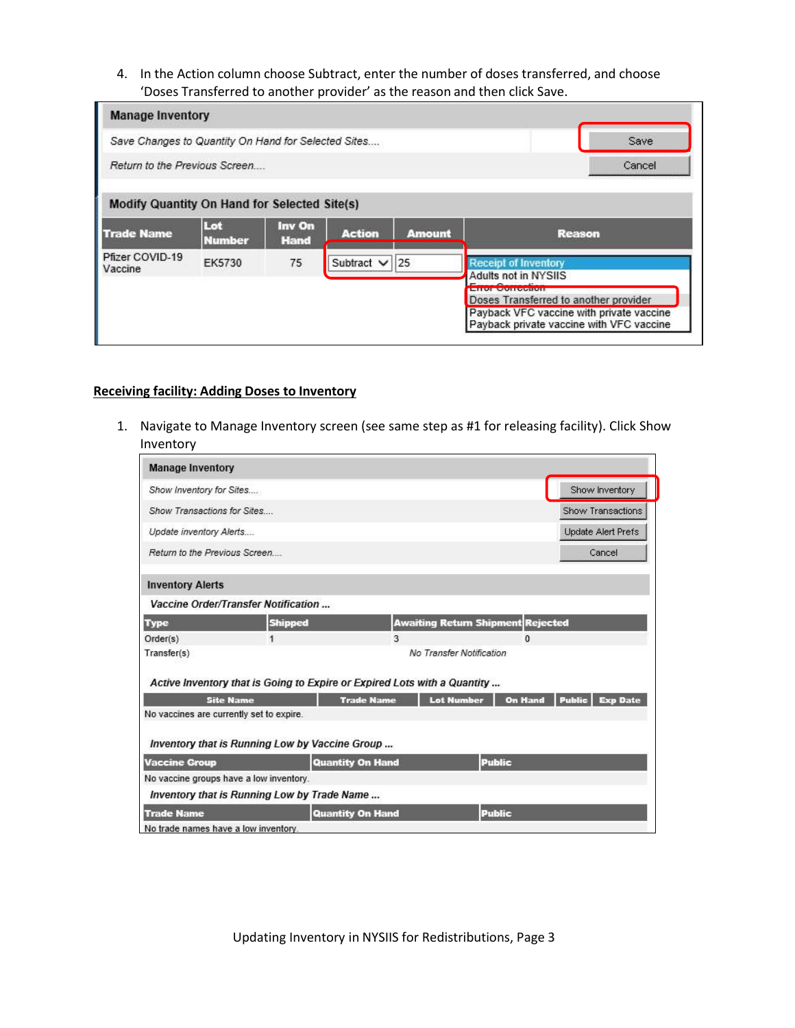4. In the Action column choose Subtract, enter the number of doses transferred, and choose 'Doses Transferred to another provider' as the reason and then click Save.

**Manage Inventory**

| | |
|---|---|
| *Save Changes to Quantity On Hand for Selected Sites....* | Save |
| *Return to the Previous Screen....* | Cancel |

**Modify Quantity On Hand for Selected Site(s)**

| Trade Name | Lot Number | Inv On Hand | Action | Amount | Reason |
|---|---|---|---|---|---|
| Pfizer COVID-19 Vaccine | EK5730 | 75 | Subtract | 25 | Receipt of Inventory<br>Adults not in NYSIIS<br>Error Correction<br>Doses Transferred to another provider<br>Payback VFC vaccine with private vaccine<br>Payback private vaccine with VFC vaccine |

## <u>Receiving facility: Adding Doses to Inventory</u>

1. Navigate to Manage Inventory screen (see same step as #1 for releasing facility). Click Show Inventory

**Manage Inventory**

| | |
|---|---|
| *Show Inventory for Sites....* | Show Inventory |
| *Show Transactions for Sites....* | Show Transactions |
| *Update inventory Alerts....* | Update Alert Prefs |
| *Return to the Previous Screen....* | Cancel |

**Inventory Alerts**

***Vaccine Order/Transfer Notification ...***

| Type | Shipped | Awaiting Return Shipment | Rejected |
|---|---|---|---|
| Order(s) | 1 | 3 | 0 |
| Transfer(s) | | *No Transfer Notification* | |

***Active Inventory that is Going to Expire or Expired Lots with a Quantity ...***

| Site Name | Trade Name | Lot Number | On Hand | Public | Exp Date |
|---|---|---|---|---|---|
| No vaccines are currently set to expire. | | | | | |

***Inventory that is Running Low by Vaccine Group ...***

| Vaccine Group | Quantity On Hand | Public |
|---|---|---|
| No vaccine groups have a low inventory. | | |

***Inventory that is Running Low by Trade Name ...***

| Trade Name | Quantity On Hand | Public |
|---|---|---|
| No trade names have a low inventory. | | |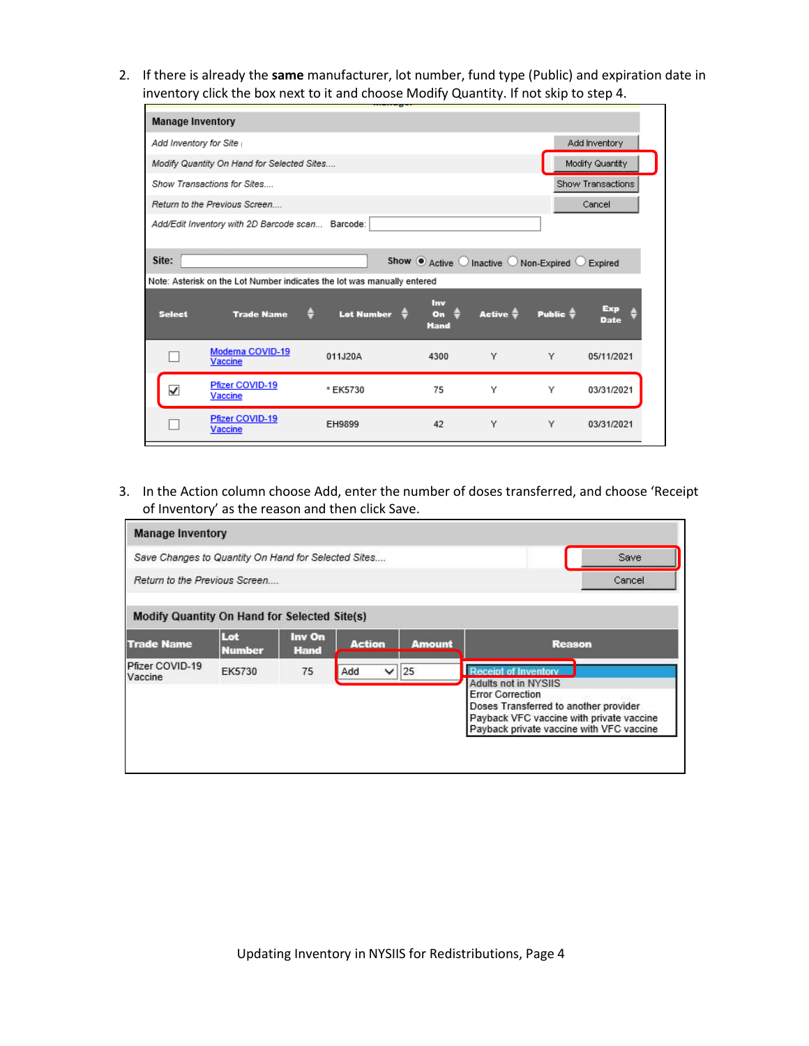2. If there is already the **same** manufacturer, lot number, fund type (Public) and expiration date in inventory click the box next to it and choose Modify Quantity. If not skip to step 4.

**Manage Inventory**

| | |
|---|---|
| *Add Inventory for Site* | Add Inventory |
| *Modify Quantity On Hand for Selected Sites....* | Modify Quantity |
| *Show Transactions for Sites....* | Show Transactions |
| *Return to the Previous Screen....* | Cancel |
| *Add/Edit Inventory with 2D Barcode scan...* Barcode: | |

**Site:** Show ◉ Active ○ Inactive ○ Non-Expired ○ Expired

Note: Asterisk on the Lot Number indicates the lot was manually entered

| Select | Trade Name | Lot Number | Inv On Hand | Active | Public | Exp Date |
|---|---|---|---|---|---|---|
| ☐ | Moderna COVID-19 Vaccine | 011J20A | 4300 | Y | Y | 05/11/2021 |
| ☑ | Pfizer COVID-19 Vaccine | * EK5730 | 75 | Y | Y | 03/31/2021 |
| ☐ | Pfizer COVID-19 Vaccine | EH9899 | 42 | Y | Y | 03/31/2021 |

3. In the Action column choose Add, enter the number of doses transferred, and choose 'Receipt of Inventory' as the reason and then click Save.

**Manage Inventory**

| | |
|---|---|
| *Save Changes to Quantity On Hand for Selected Sites....* | Save |
| *Return to the Previous Screen....* | Cancel |

**Modify Quantity On Hand for Selected Site(s)**

| Trade Name | Lot Number | Inv On Hand | Action | Amount | Reason |
|---|---|---|---|---|---|
| Pfizer COVID-19 Vaccine | EK5730 | 75 | Add | 25 | Receipt of Inventory<br>Adults not in NYSIIS<br>Error Correction<br>Doses Transferred to another provider<br>Payback VFC vaccine with private vaccine<br>Payback private vaccine with VFC vaccine |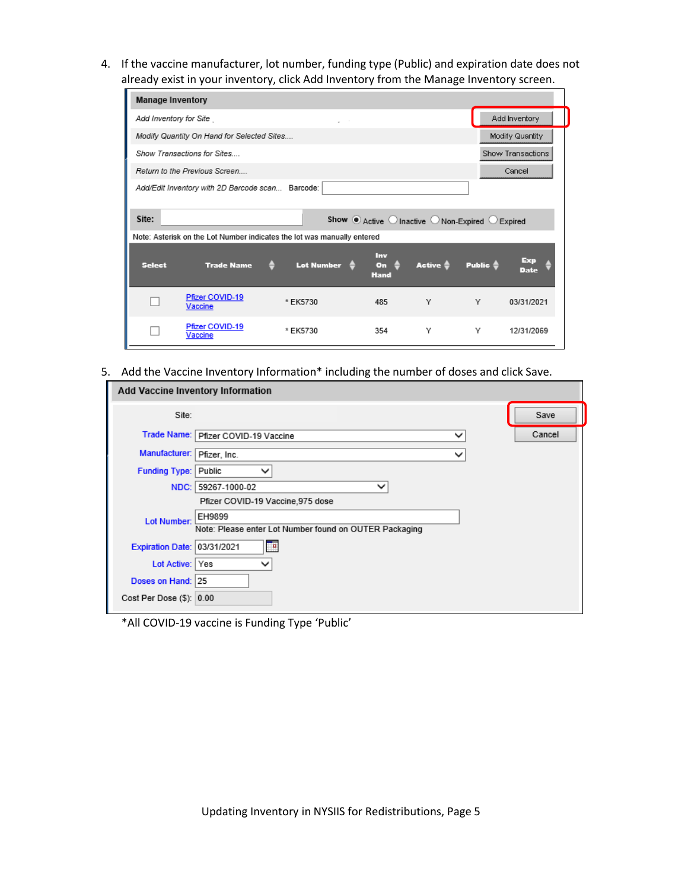4. If the vaccine manufacturer, lot number, funding type (Public) and expiration date does not already exist in your inventory, click Add Inventory from the Manage Inventory screen.

**Manage Inventory**

| | |
|---|---|
| *Add Inventory for Site* | Add Inventory |
| *Modify Quantity On Hand for Selected Sites....* | Modify Quantity |
| *Show Transactions for Sites....* | Show Transactions |
| *Return to the Previous Screen....* | Cancel |
| *Add/Edit Inventory with 2D Barcode scan...* Barcode: | |

Site: Show ◉ Active ○ Inactive ○ Non-Expired ○ Expired

Note: Asterisk on the Lot Number indicates the lot was manually entered

| Select | Trade Name | Lot Number | Inv On Hand | Active | Public | Exp Date |
|---|---|---|---|---|---|---|
| ☐ | Pfizer COVID-19 Vaccine | * EK5730 | 485 | Y | Y | 03/31/2021 |
| ☐ | Pfizer COVID-19 Vaccine | * EK5730 | 354 | Y | Y | 12/31/2069 |

5. Add the Vaccine Inventory Information* including the number of doses and click Save.

**Add Vaccine Inventory Information**

| | |
|---|---|
| Site: | |
| Trade Name: | Pfizer COVID-19 Vaccine |
| Manufacturer: | Pfizer, Inc. |
| Funding Type: | Public |
| NDC: | 59267-1000-02 |
| | Pfizer COVID-19 Vaccine,975 dose |
| Lot Number: | EH9899 |
| | Note: Please enter Lot Number found on OUTER Packaging |
| Expiration Date: | 03/31/2021 |
| Lot Active: | Yes |
| Doses on Hand: | 25 |
| Cost Per Dose ($): | 0.00 |

Save | Cancel

*All COVID-19 vaccine is Funding Type 'Public'